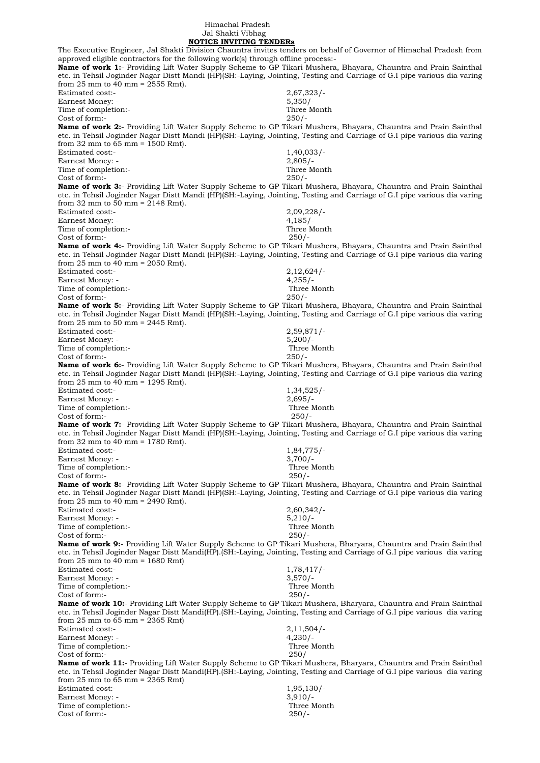Himachal Pradesh
Jal Shakti Vibhag

**NOTICE INVITING TENDERs**

The Executive Engineer, Jal Shakti Division Chauntra invites tenders on behalf of Governor of Himachal Pradesh from approved eligible contractors for the following work(s) through offline process:-

**Name of work 1:**- Providing Lift Water Supply Scheme to GP Tikari Mushera, Bhayara, Chauntra and Prain Sainthal etc. in Tehsil Joginder Nagar Distt Mandi (HP)(SH:-Laying, Jointing, Testing and Carriage of G.I pipe various dia varing from 25 mm to 40 mm = 2555 Rmt).

Estimated cost:- 2,67,323/-
Earnest Money: - 5,350/-
Time of completion:- Three Month
Cost of form:- 250/-

**Name of work 2:**- Providing Lift Water Supply Scheme to GP Tikari Mushera, Bhayara, Chauntra and Prain Sainthal etc. in Tehsil Joginder Nagar Distt Mandi (HP)(SH:-Laying, Jointing, Testing and Carriage of G.I pipe various dia varing from 32 mm to 65 mm = 1500 Rmt).

Estimated cost:- 1,40,033/-
Earnest Money: - 2,805/-
Time of completion:- Three Month
Cost of form:- 250/-

**Name of work 3:**- Providing Lift Water Supply Scheme to GP Tikari Mushera, Bhayara, Chauntra and Prain Sainthal etc. in Tehsil Joginder Nagar Distt Mandi (HP)(SH:-Laying, Jointing, Testing and Carriage of G.I pipe various dia varing from 32 mm to 50 mm = 2148 Rmt).

Estimated cost:- 2,09,228/-
Earnest Money: - 4,185/-
Time of completion:- Three Month
Cost of form:- 250/-

**Name of work 4:**- Providing Lift Water Supply Scheme to GP Tikari Mushera, Bhayara, Chauntra and Prain Sainthal etc. in Tehsil Joginder Nagar Distt Mandi (HP)(SH:-Laying, Jointing, Testing and Carriage of G.I pipe various dia varing from 25 mm to 40 mm = 2050 Rmt).

Estimated cost:- 2,12,624/-
Earnest Money: - 4,255/-
Time of completion:- Three Month
Cost of form:- 250/-

**Name of work 5:**- Providing Lift Water Supply Scheme to GP Tikari Mushera, Bhayara, Chauntra and Prain Sainthal etc. in Tehsil Joginder Nagar Distt Mandi (HP)(SH:-Laying, Jointing, Testing and Carriage of G.I pipe various dia varing from 25 mm to 50 mm = 2445 Rmt).

Estimated cost:- 2,59,871/-
Earnest Money: - 5,200/-
Time of completion:- Three Month
Cost of form:- 250/-

**Name of work 6:**- Providing Lift Water Supply Scheme to GP Tikari Mushera, Bhayara, Chauntra and Prain Sainthal etc. in Tehsil Joginder Nagar Distt Mandi (HP)(SH:-Laying, Jointing, Testing and Carriage of G.I pipe various dia varing from 25 mm to 40 mm = 1295 Rmt).

Estimated cost:- 1,34,525/-
Earnest Money: - 2,695/-
Time of completion:- Three Month
Cost of form:- 250/-

**Name of work 7:**- Providing Lift Water Supply Scheme to GP Tikari Mushera, Bhayara, Chauntra and Prain Sainthal etc. in Tehsil Joginder Nagar Distt Mandi (HP)(SH:-Laying, Jointing, Testing and Carriage of G.I pipe various dia varing from 32 mm to 40 mm = 1780 Rmt).

Estimated cost:- 1,84,775/-
Earnest Money: - 3,700/-
Time of completion:- Three Month
Cost of form:- 250/-

**Name of work 8:**- Providing Lift Water Supply Scheme to GP Tikari Mushera, Bhayara, Chauntra and Prain Sainthal etc. in Tehsil Joginder Nagar Distt Mandi (HP)(SH:-Laying, Jointing, Testing and Carriage of G.I pipe various dia varing from 25 mm to 40 mm = 2490 Rmt).

Estimated cost:- 2,60,342/-
Earnest Money: - 5,210/-
Time of completion:- Three Month
Cost of form:- 250/-

**Name of work 9:**- Providing Lift Water Supply Scheme to GP Tikari Mushera, Bharyara, Chauntra and Prain Sainthal etc. in Tehsil Joginder Nagar Distt Mandi(HP).(SH:-Laying, Jointing, Testing and Carriage of G.I pipe various dia varing from 25 mm to 40 mm = 1680 Rmt)

Estimated cost:- 1,78,417/-
Earnest Money: - 3,570/-
Time of completion:- Three Month
Cost of form:- 250/-

**Name of work 10:**- Providing Lift Water Supply Scheme to GP Tikari Mushera, Bharyara, Chauntra and Prain Sainthal etc. in Tehsil Joginder Nagar Distt Mandi(HP).(SH:-Laying, Jointing, Testing and Carriage of G.I pipe various dia varing from 25 mm to 65 mm = 2365 Rmt)

Estimated cost:- 2,11,504/-
Earnest Money: - 4,230/-
Time of completion:- Three Month
Cost of form:- 250/

**Name of work 11:**- Providing Lift Water Supply Scheme to GP Tikari Mushera, Bharyara, Chauntra and Prain Sainthal etc. in Tehsil Joginder Nagar Distt Mandi(HP).(SH:-Laying, Jointing, Testing and Carriage of G.I pipe various dia varing from 25 mm to 65 mm = 2365 Rmt)

Estimated cost:- 1,95,130/-
Earnest Money: - 3,910/-
Time of completion:- Three Month
Cost of form:- 250/-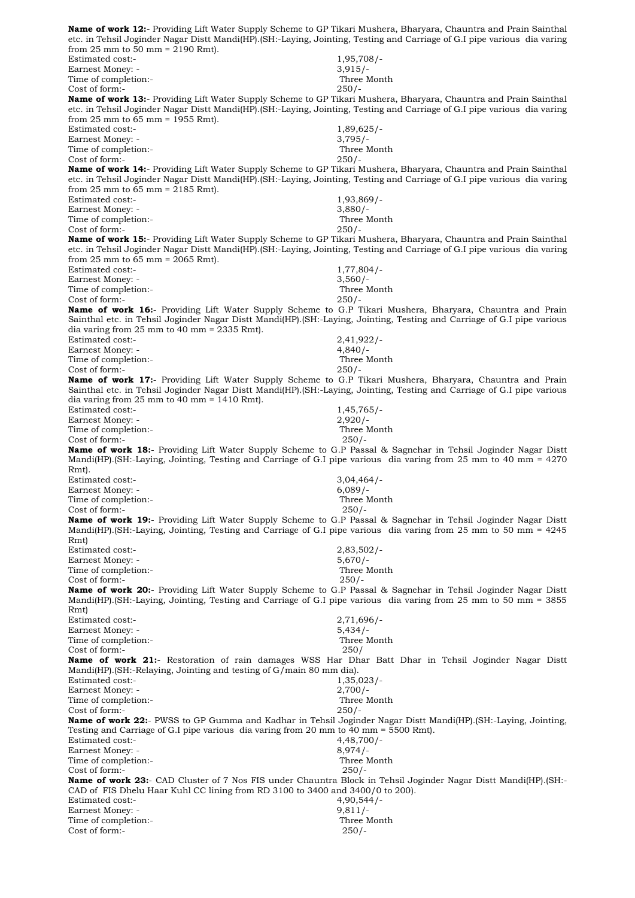**Name of work 12:**- Providing Lift Water Supply Scheme to GP Tikari Mushera, Bharyara, Chauntra and Prain Sainthal etc. in Tehsil Joginder Nagar Distt Mandi(HP).(SH:-Laying, Jointing, Testing and Carriage of G.I pipe various dia varing from 25 mm to 50 mm = 2190 Rmt).

Estimated cost:- 1,95,708/-
Earnest Money: - 3,915/-
Time of completion:- Three Month
Cost of form:- 250/-

**Name of work 13:**- Providing Lift Water Supply Scheme to GP Tikari Mushera, Bharyara, Chauntra and Prain Sainthal etc. in Tehsil Joginder Nagar Distt Mandi(HP).(SH:-Laying, Jointing, Testing and Carriage of G.I pipe various dia varing from 25 mm to 65 mm = 1955 Rmt).

Estimated cost:- 1,89,625/-
Earnest Money: - 3,795/-
Time of completion:- Three Month
Cost of form:- 250/-

**Name of work 14:**- Providing Lift Water Supply Scheme to GP Tikari Mushera, Bharyara, Chauntra and Prain Sainthal etc. in Tehsil Joginder Nagar Distt Mandi(HP).(SH:-Laying, Jointing, Testing and Carriage of G.I pipe various dia varing from 25 mm to 65 mm = 2185 Rmt).

Estimated cost:- 1,93,869/-
Earnest Money: - 3,880/-
Time of completion:- Three Month
Cost of form:- 250/-

**Name of work 15:**- Providing Lift Water Supply Scheme to GP Tikari Mushera, Bharyara, Chauntra and Prain Sainthal etc. in Tehsil Joginder Nagar Distt Mandi(HP).(SH:-Laying, Jointing, Testing and Carriage of G.I pipe various dia varing from 25 mm to 65 mm = 2065 Rmt).

Estimated cost:- 1,77,804/-
Earnest Money: - 3,560/-
Time of completion:- Three Month
Cost of form:- 250/-

**Name of work 16:**- Providing Lift Water Supply Scheme to G.P Tikari Mushera, Bharyara, Chauntra and Prain Sainthal etc. in Tehsil Joginder Nagar Distt Mandi(HP).(SH:-Laying, Jointing, Testing and Carriage of G.I pipe various dia varing from 25 mm to 40 mm = 2335 Rmt).

Estimated cost:- 2,41,922/-
Earnest Money: - 4,840/-
Time of completion:- Three Month
Cost of form:- 250/-

**Name of work 17:**- Providing Lift Water Supply Scheme to G.P Tikari Mushera, Bharyara, Chauntra and Prain Sainthal etc. in Tehsil Joginder Nagar Distt Mandi(HP).(SH:-Laying, Jointing, Testing and Carriage of G.I pipe various dia varing from 25 mm to 40 mm = 1410 Rmt).

Estimated cost:- 1,45,765/-
Earnest Money: - 2,920/-
Time of completion:- Three Month
Cost of form:- 250/-

**Name of work 18:**- Providing Lift Water Supply Scheme to G.P Passal & Sagnehar in Tehsil Joginder Nagar Distt Mandi(HP).(SH:-Laying, Jointing, Testing and Carriage of G.I pipe various dia varing from 25 mm to 40 mm = 4270 Rmt).

Estimated cost:- 3,04,464/-
Earnest Money: - 6,089/-
Time of completion:- Three Month
Cost of form:- 250/-

**Name of work 19:**- Providing Lift Water Supply Scheme to G.P Passal & Sagnehar in Tehsil Joginder Nagar Distt Mandi(HP).(SH:-Laying, Jointing, Testing and Carriage of G.I pipe various dia varing from 25 mm to 50 mm = 4245 Rmt)

Estimated cost:- 2,83,502/-
Earnest Money: - 5,670/-
Time of completion:- Three Month
Cost of form:- 250/-

**Name of work 20:**- Providing Lift Water Supply Scheme to G.P Passal & Sagnehar in Tehsil Joginder Nagar Distt Mandi(HP).(SH:-Laying, Jointing, Testing and Carriage of G.I pipe various dia varing from 25 mm to 50 mm = 3855 Rmt)

Estimated cost:- 2,71,696/-
Earnest Money: - 5,434/-
Time of completion:- Three Month
Cost of form:- 250/

**Name of work 21:**- Restoration of rain damages WSS Har Dhar Batt Dhar in Tehsil Joginder Nagar Distt Mandi(HP).(SH:-Relaying, Jointing and testing of G/main 80 mm dia).

Estimated cost:- 1,35,023/-
Earnest Money: - 2,700/-
Time of completion:- Three Month
Cost of form:- 250/-

**Name of work 22:**- PWSS to GP Gumma and Kadhar in Tehsil Joginder Nagar Distt Mandi(HP).(SH:-Laying, Jointing, Testing and Carriage of G.I pipe various dia varing from 20 mm to 40 mm = 5500 Rmt).

Estimated cost:- 4,48,700/-
Earnest Money: - 8,974/-
Time of completion:- Three Month
Cost of form:- 250/-

**Name of work 23:**- CAD Cluster of 7 Nos FIS under Chauntra Block in Tehsil Joginder Nagar Distt Mandi(HP).(SH:- CAD of FIS Dhelu Haar Kuhl CC lining from RD 3100 to 3400 and 3400/0 to 200).

Estimated cost:- 4,90,544/-
Earnest Money: - 9,811/-
Time of completion:- Three Month
Cost of form:- 250/-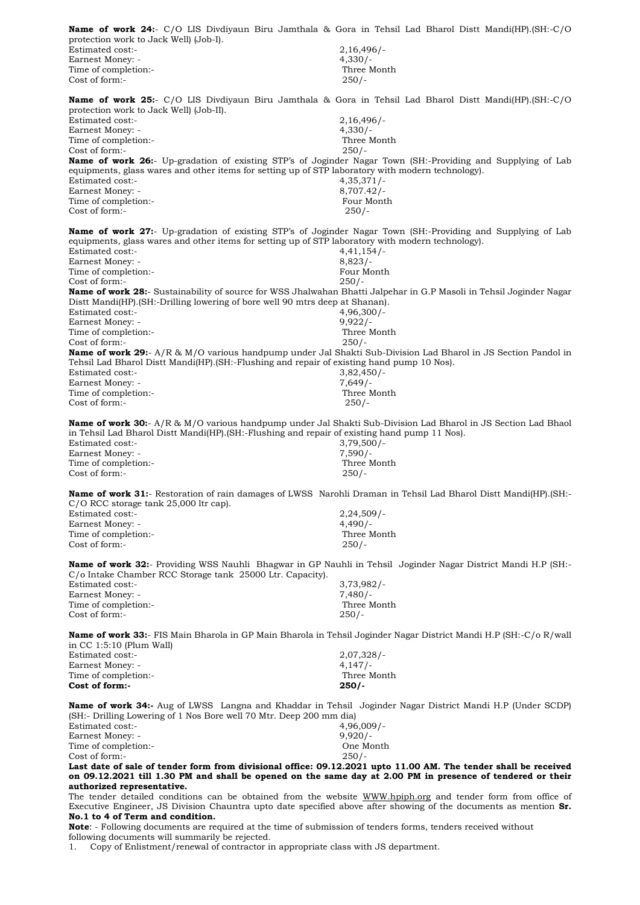**Name of work 24:**- C/O LIS Divdiyaun Biru Jamthala & Gora in Tehsil Lad Bharol Distt Mandi(HP).(SH:-C/O protection work to Jack Well) (Job-I).

Estimated cost:- 2,16,496/-
Earnest Money: - 4,330/-
Time of completion:- Three Month
Cost of form:- 250/-

**Name of work 25:**- C/O LIS Divdiyaun Biru Jamthala & Gora in Tehsil Lad Bharol Distt Mandi(HP).(SH:-C/O protection work to Jack Well) (Job-II).

Estimated cost:- 2,16,496/-
Earnest Money: - 4,330/-
Time of completion:- Three Month
Cost of form:- 250/-

**Name of work 26:**- Up-gradation of existing STP's of Joginder Nagar Town (SH:-Providing and Supplying of Lab equipments, glass wares and other items for setting up of STP laboratory with modern technology).

Estimated cost:- 4,35,371/-
Earnest Money: - 8,707.42/-
Time of completion:- Four Month
Cost of form:- 250/-

**Name of work 27:**- Up-gradation of existing STP's of Joginder Nagar Town (SH:-Providing and Supplying of Lab equipments, glass wares and other items for setting up of STP laboratory with modern technology).

Estimated cost:- 4,41,154/-
Earnest Money: - 8,823/-
Time of completion:- Four Month
Cost of form:- 250/-

**Name of work 28:**- Sustainability of source for WSS Jhalwahan Bhatti Jalpehar in G.P Masoli in Tehsil Joginder Nagar Distt Mandi(HP).(SH:-Drilling lowering of bore well 90 mtrs deep at Shanan).

Estimated cost:- 4,96,300/-
Earnest Money: - 9,922/-
Time of completion:- Three Month
Cost of form:- 250/-

**Name of work 29:**- A/R & M/O various handpump under Jal Shakti Sub-Division Lad Bharol in JS Section Pandol in Tehsil Lad Bharol Distt Mandi(HP).(SH:-Flushing and repair of existing hand pump 10 Nos).

Estimated cost:- 3,82,450/-
Earnest Money: - 7,649/-
Time of completion:- Three Month
Cost of form:- 250/-

**Name of work 30:**- A/R & M/O various handpump under Jal Shakti Sub-Division Lad Bharol in JS Section Lad Bhaol in Tehsil Lad Bharol Distt Mandi(HP).(SH:-Flushing and repair of existing hand pump 11 Nos).

Estimated cost:- 3,79,500/-
Earnest Money: - 7,590/-
Time of completion:- Three Month
Cost of form:- 250/-

**Name of work 31:**- Restoration of rain damages of LWSS Narohli Draman in Tehsil Lad Bharol Distt Mandi(HP).(SH:- C/O RCC storage tank 25,000 ltr cap).

Estimated cost:- 2,24,509/-
Earnest Money: - 4,490/-
Time of completion:- Three Month
Cost of form:- 250/-

**Name of work 32:**- Providing WSS Nauhli Bhagwar in GP Nauhli in Tehsil Joginder Nagar District Mandi H.P (SH:- C/o Intake Chamber RCC Storage tank 25000 Ltr. Capacity).

Estimated cost:- 3,73,982/-
Earnest Money: - 7,480/-
Time of completion:- Three Month
Cost of form:- 250/-

**Name of work 33:**- FIS Main Bharola in GP Main Bharola in Tehsil Joginder Nagar District Mandi H.P (SH:-C/o R/wall in CC 1:5:10 (Plum Wall)

Estimated cost:- 2,07,328/-
Earnest Money: - 4,147/-
Time of completion:- Three Month
**Cost of form:- 250/-**

**Name of work 34:-** Aug of LWSS Langna and Khaddar in Tehsil Joginder Nagar District Mandi H.P (Under SCDP) (SH:- Drilling Lowering of 1 Nos Bore well 70 Mtr. Deep 200 mm dia)

Estimated cost:- 4,96,009/-
Earnest Money: - 9,920/-
Time of completion:- One Month
Cost of form:- 250/-

**Last date of sale of tender form from divisional office: 09.12.2021 upto 11.00 AM. The tender shall be received on 09.12.2021 till 1.30 PM and shall be opened on the same day at 2.00 PM in presence of tendered or their authorized representative.**

The tender detailed conditions can be obtained from the website WWW.hpiph.org and tender form from office of Executive Engineer, JS Division Chauntra upto date specified above after showing of the documents as mention **Sr. No.1 to 4 of Term and condition.**

**Note**: - Following documents are required at the time of submission of tenders forms, tenders received without following documents will summarily be rejected.

1. Copy of Enlistment/renewal of contractor in appropriate class with JS department.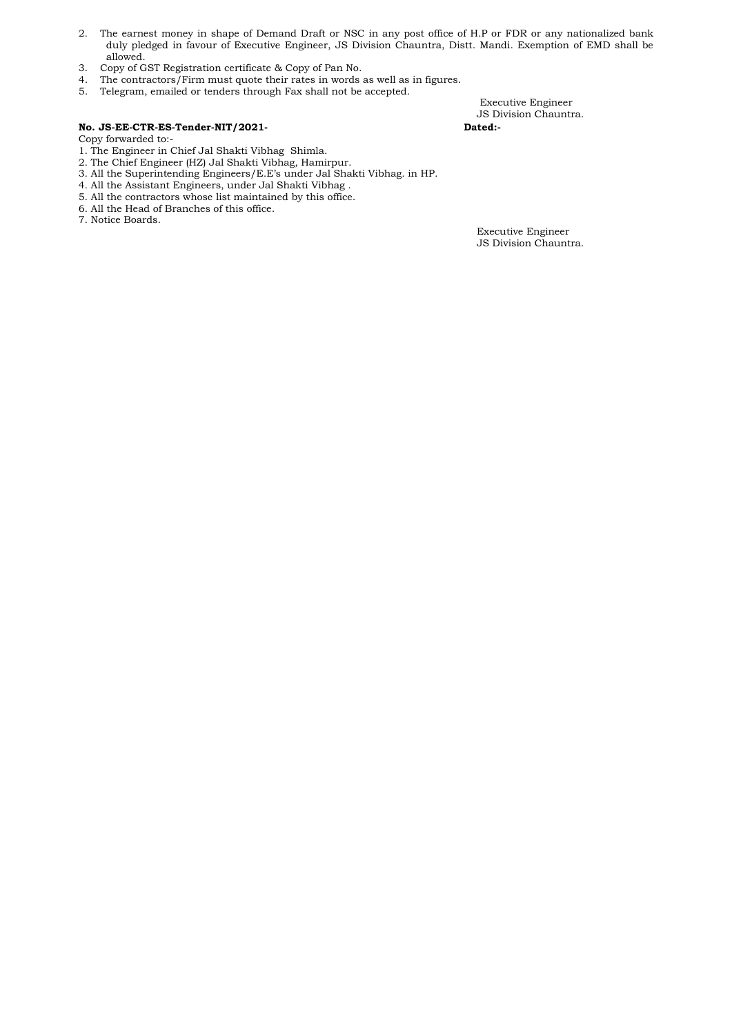2. The earnest money in shape of Demand Draft or NSC in any post office of H.P or FDR or any nationalized bank duly pledged in favour of Executive Engineer, JS Division Chauntra, Distt. Mandi. Exemption of EMD shall be allowed.
3. Copy of GST Registration certificate & Copy of Pan No.
4. The contractors/Firm must quote their rates in words as well as in figures.
5. Telegram, emailed or tenders through Fax shall not be accepted.

Executive Engineer
JS Division Chauntra.

**No. JS-EE-CTR-ES-Tender-NIT/2021-** **Dated:-**

Copy forwarded to:-

1. The Engineer in Chief Jal Shakti Vibhag Shimla.
2. The Chief Engineer (HZ) Jal Shakti Vibhag, Hamirpur.
3. All the Superintending Engineers/E.E's under Jal Shakti Vibhag. in HP.
4. All the Assistant Engineers, under Jal Shakti Vibhag .
5. All the contractors whose list maintained by this office.
6. All the Head of Branches of this office.
7. Notice Boards.

Executive Engineer
JS Division Chauntra.